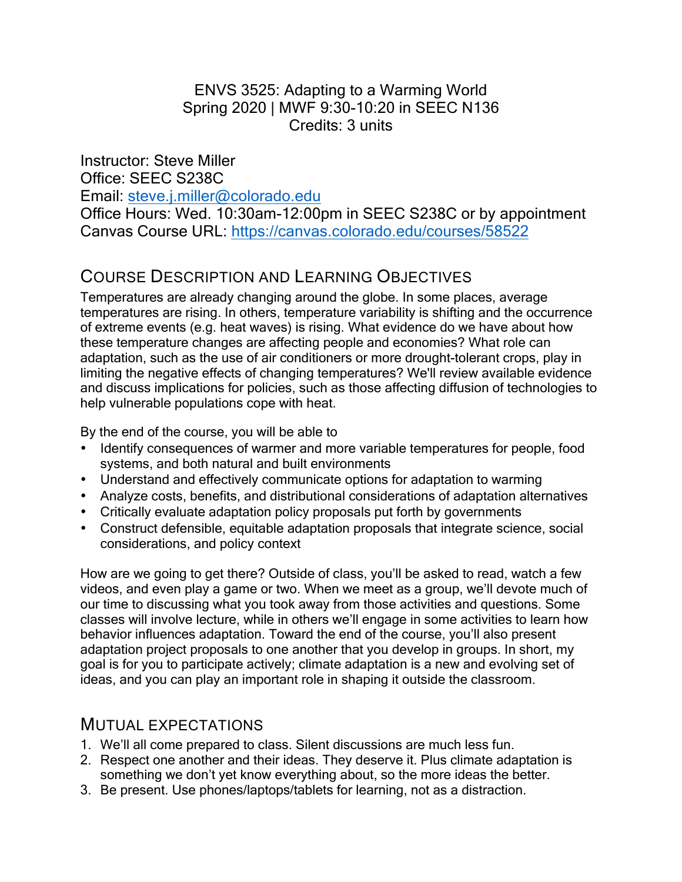# ENVS 3525: Adapting to a Warming World

Spring 2020 | MWF 9:30-10:20 in SEEC N136
Credits: 3 units

Instructor: Steve Miller
Office: SEEC S238C
Email: [steve.j.miller@colorado.edu](mailto:steve.j.miller@colorado.edu)
Office Hours: Wed. 10:30am-12:00pm in SEEC S238C or by appointment
Canvas Course URL: [https://canvas.colorado.edu/courses/58522](https://canvas.colorado.edu/courses/58522)

## COURSE DESCRIPTION AND LEARNING OBJECTIVES

Temperatures are already changing around the globe. In some places, average temperatures are rising. In others, temperature variability is shifting and the occurrence of extreme events (e.g. heat waves) is rising. What evidence do we have about how these temperature changes are affecting people and economies? What role can adaptation, such as the use of air conditioners or more drought-tolerant crops, play in limiting the negative effects of changing temperatures? We'll review available evidence and discuss implications for policies, such as those affecting diffusion of technologies to help vulnerable populations cope with heat.

By the end of the course, you will be able to

- Identify consequences of warmer and more variable temperatures for people, food systems, and both natural and built environments
- Understand and effectively communicate options for adaptation to warming
- Analyze costs, benefits, and distributional considerations of adaptation alternatives
- Critically evaluate adaptation policy proposals put forth by governments
- Construct defensible, equitable adaptation proposals that integrate science, social considerations, and policy context

How are we going to get there? Outside of class, you'll be asked to read, watch a few videos, and even play a game or two. When we meet as a group, we'll devote much of our time to discussing what you took away from those activities and questions. Some classes will involve lecture, while in others we'll engage in some activities to learn how behavior influences adaptation. Toward the end of the course, you'll also present adaptation project proposals to one another that you develop in groups. In short, my goal is for you to participate actively; climate adaptation is a new and evolving set of ideas, and you can play an important role in shaping it outside the classroom.

## MUTUAL EXPECTATIONS

1. We'll all come prepared to class. Silent discussions are much less fun.
2. Respect one another and their ideas. They deserve it. Plus climate adaptation is something we don't yet know everything about, so the more ideas the better.
3. Be present. Use phones/laptops/tablets for learning, not as a distraction.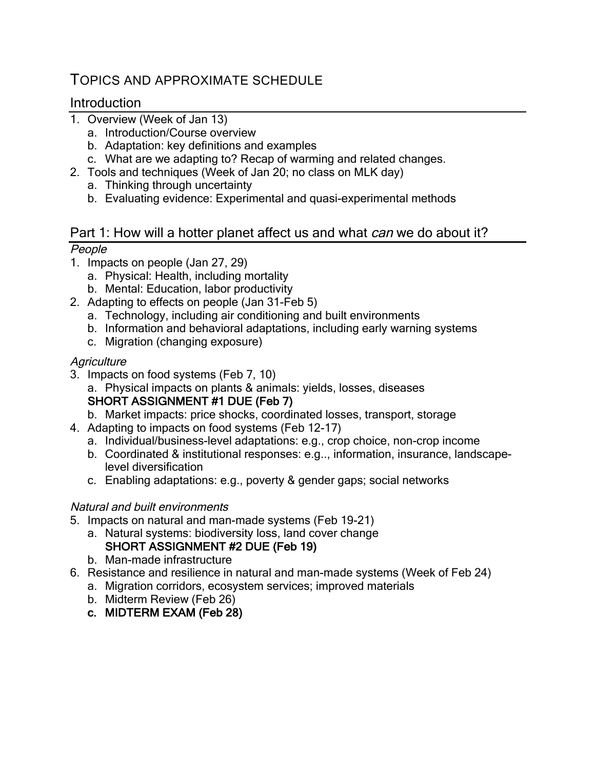# TOPICS AND APPROXIMATE SCHEDULE

## Introduction

1. Overview (Week of Jan 13)
    a. Introduction/Course overview
    b. Adaptation: key definitions and examples
    c. What are we adapting to? Recap of warming and related changes.
2. Tools and techniques (Week of Jan 20; no class on MLK day)
    a. Thinking through uncertainty
    b. Evaluating evidence: Experimental and quasi-experimental methods

## Part 1: How will a hotter planet affect us and what *can* we do about it?

*People*

1. Impacts on people (Jan 27, 29)
    a. Physical: Health, including mortality
    b. Mental: Education, labor productivity
2. Adapting to effects on people (Jan 31-Feb 5)
    a. Technology, including air conditioning and built environments
    b. Information and behavioral adaptations, including early warning systems
    c. Migration (changing exposure)

*Agriculture*

3. Impacts on food systems (Feb 7, 10)
    a. Physical impacts on plants & animals: yields, losses, diseases
    **SHORT ASSIGNMENT #1 DUE (Feb 7)**
    b. Market impacts: price shocks, coordinated losses, transport, storage
4. Adapting to impacts on food systems (Feb 12-17)
    a. Individual/business-level adaptations: e.g., crop choice, non-crop income
    b. Coordinated & institutional responses: e.g.., information, insurance, landscape-level diversification
    c. Enabling adaptations: e.g., poverty & gender gaps; social networks

*Natural and built environments*

5. Impacts on natural and man-made systems (Feb 19-21)
    a. Natural systems: biodiversity loss, land cover change
    **SHORT ASSIGNMENT #2 DUE (Feb 19)**
    b. Man-made infrastructure
6. Resistance and resilience in natural and man-made systems (Week of Feb 24)
    a. Migration corridors, ecosystem services; improved materials
    b. Midterm Review (Feb 26)
    c. **MIDTERM EXAM (Feb 28)**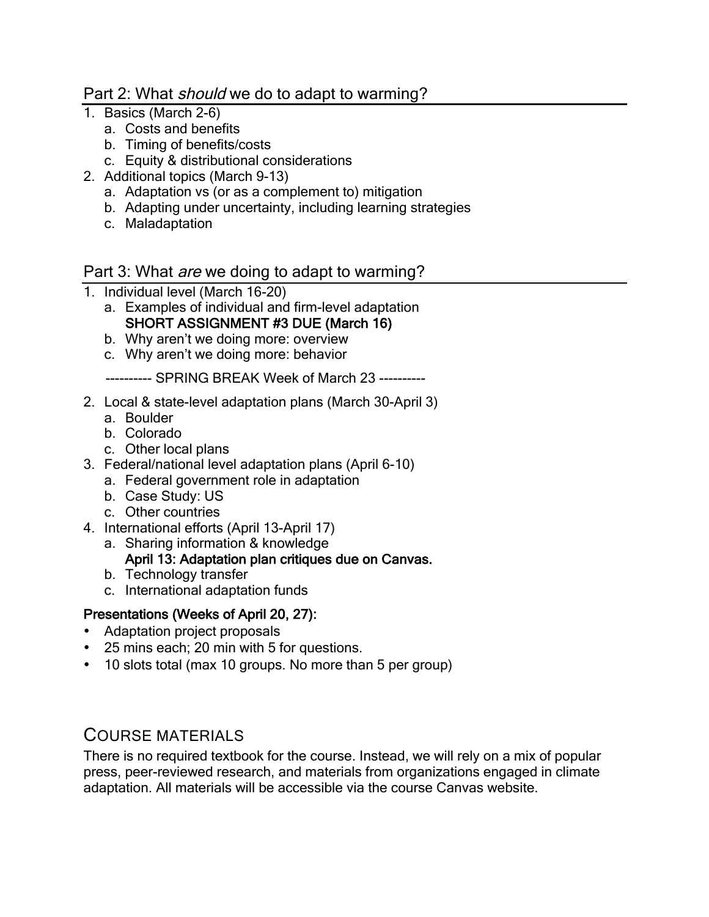## Part 2: What *should* we do to adapt to warming?

1. Basics (March 2-6)
   a. Costs and benefits
   b. Timing of benefits/costs
   c. Equity & distributional considerations
2. Additional topics (March 9-13)
   a. Adaptation vs (or as a complement to) mitigation
   b. Adapting under uncertainty, including learning strategies
   c. Maladaptation

## Part 3: What *are* we doing to adapt to warming?

1. Individual level (March 16-20)
   a. Examples of individual and firm-level adaptation
      **SHORT ASSIGNMENT #3 DUE (March 16)**
   b. Why aren't we doing more: overview
   c. Why aren't we doing more: behavior

   ---------- SPRING BREAK Week of March 23 ----------

2. Local & state-level adaptation plans (March 30-April 3)
   a. Boulder
   b. Colorado
   c. Other local plans
3. Federal/national level adaptation plans (April 6-10)
   a. Federal government role in adaptation
   b. Case Study: US
   c. Other countries
4. International efforts (April 13-April 17)
   a. Sharing information & knowledge
      **April 13: Adaptation plan critiques due on Canvas.**
   b. Technology transfer
   c. International adaptation funds

**Presentations (Weeks of April 20, 27):**

- Adaptation project proposals
- 25 mins each; 20 min with 5 for questions.
- 10 slots total (max 10 groups. No more than 5 per group)

# COURSE MATERIALS

There is no required textbook for the course. Instead, we will rely on a mix of popular press, peer-reviewed research, and materials from organizations engaged in climate adaptation. All materials will be accessible via the course Canvas website.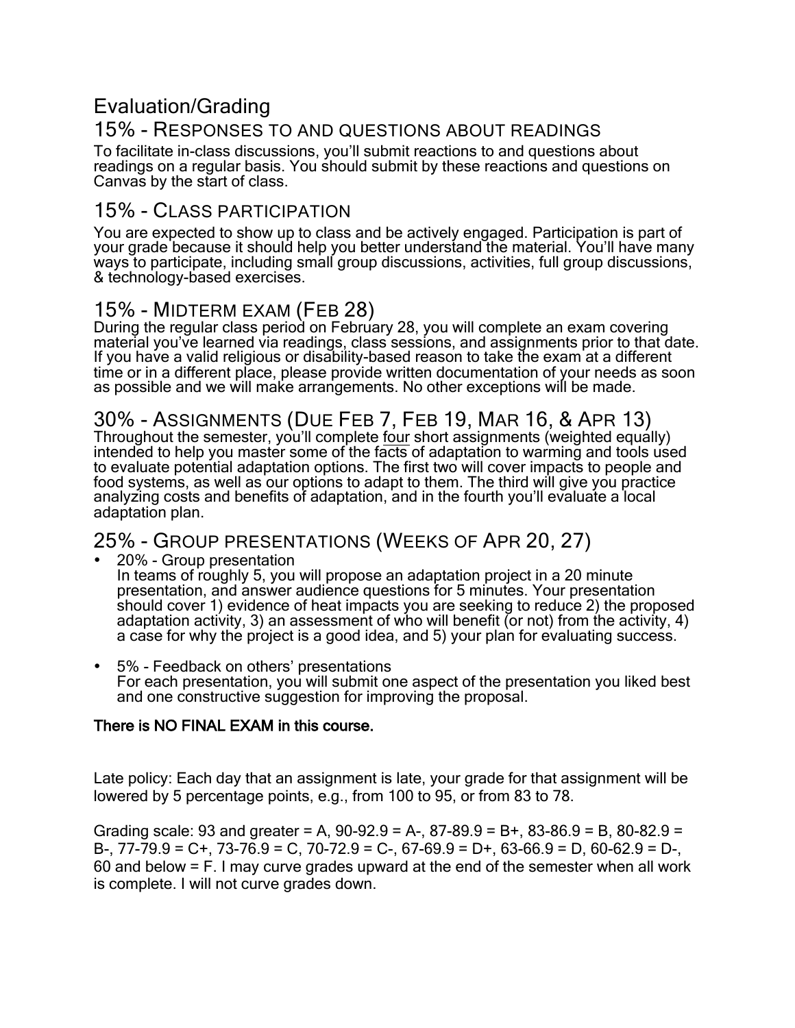# Evaluation/Grading

## 15% - Responses to and questions about readings

To facilitate in-class discussions, you'll submit reactions to and questions about readings on a regular basis. You should submit by these reactions and questions on Canvas by the start of class.

## 15% - Class participation

You are expected to show up to class and be actively engaged. Participation is part of your grade because it should help you better understand the material. You'll have many ways to participate, including small group discussions, activities, full group discussions, & technology-based exercises.

## 15% - Midterm exam (Feb 28)

During the regular class period on February 28, you will complete an exam covering material you've learned via readings, class sessions, and assignments prior to that date. If you have a valid religious or disability-based reason to take the exam at a different time or in a different place, please provide written documentation of your needs as soon as possible and we will make arrangements. No other exceptions will be made.

## 30% - Assignments (Due Feb 7, Feb 19, Mar 16, & Apr 13)

Throughout the semester, you'll complete <u>four</u> short assignments (weighted equally) intended to help you master some of the facts of adaptation to warming and tools used to evaluate potential adaptation options. The first two will cover impacts to people and food systems, as well as our options to adapt to them. The third will give you practice analyzing costs and benefits of adaptation, and in the fourth you'll evaluate a local adaptation plan.

## 25% - Group presentations (Weeks of Apr 20, 27)

- 20% - Group presentation
  In teams of roughly 5, you will propose an adaptation project in a 20 minute presentation, and answer audience questions for 5 minutes. Your presentation should cover 1) evidence of heat impacts you are seeking to reduce 2) the proposed adaptation activity, 3) an assessment of who will benefit (or not) from the activity, 4) a case for why the project is a good idea, and 5) your plan for evaluating success.

- 5% - Feedback on others' presentations
  For each presentation, you will submit one aspect of the presentation you liked best and one constructive suggestion for improving the proposal.

**There is NO FINAL EXAM in this course.**

Late policy: Each day that an assignment is late, your grade for that assignment will be lowered by 5 percentage points, e.g., from 100 to 95, or from 83 to 78.

Grading scale: 93 and greater = A, 90-92.9 = A-, 87-89.9 = B+, 83-86.9 = B, 80-82.9 = B-, 77-79.9 = C+, 73-76.9 = C, 70-72.9 = C-, 67-69.9 = D+, 63-66.9 = D, 60-62.9 = D-, 60 and below = F. I may curve grades upward at the end of the semester when all work is complete. I will not curve grades down.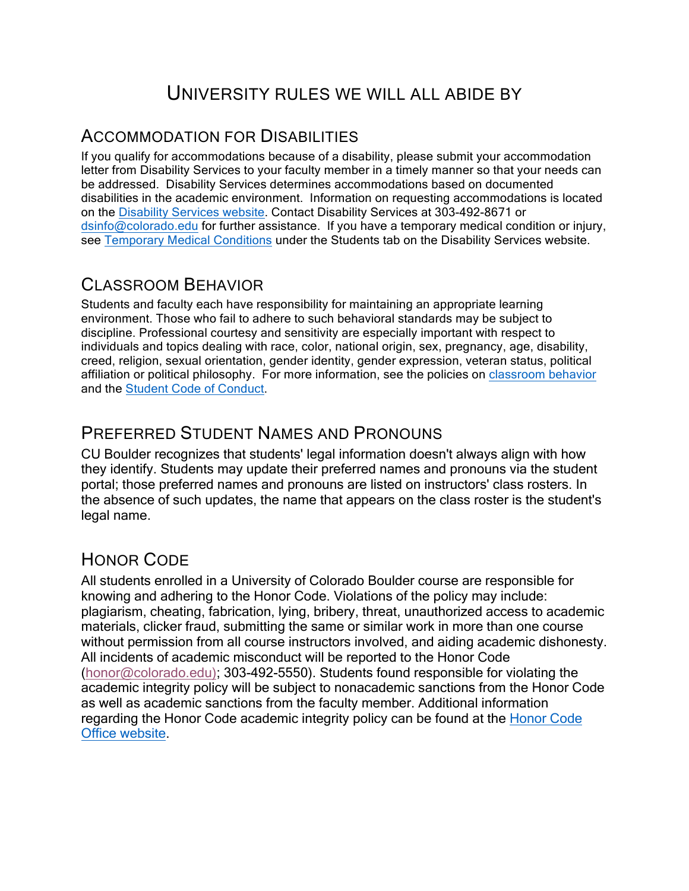# University rules we will all abide by

## Accommodation for Disabilities

If you qualify for accommodations because of a disability, please submit your accommodation letter from Disability Services to your faculty member in a timely manner so that your needs can be addressed. Disability Services determines accommodations based on documented disabilities in the academic environment. Information on requesting accommodations is located on the Disability Services website. Contact Disability Services at 303-492-8671 or dsinfo@colorado.edu for further assistance. If you have a temporary medical condition or injury, see Temporary Medical Conditions under the Students tab on the Disability Services website.

## Classroom Behavior

Students and faculty each have responsibility for maintaining an appropriate learning environment. Those who fail to adhere to such behavioral standards may be subject to discipline. Professional courtesy and sensitivity are especially important with respect to individuals and topics dealing with race, color, national origin, sex, pregnancy, age, disability, creed, religion, sexual orientation, gender identity, gender expression, veteran status, political affiliation or political philosophy. For more information, see the policies on classroom behavior and the Student Code of Conduct.

## Preferred Student Names and Pronouns

CU Boulder recognizes that students' legal information doesn't always align with how they identify. Students may update their preferred names and pronouns via the student portal; those preferred names and pronouns are listed on instructors' class rosters. In the absence of such updates, the name that appears on the class roster is the student's legal name.

## Honor Code

All students enrolled in a University of Colorado Boulder course are responsible for knowing and adhering to the Honor Code. Violations of the policy may include: plagiarism, cheating, fabrication, lying, bribery, threat, unauthorized access to academic materials, clicker fraud, submitting the same or similar work in more than one course without permission from all course instructors involved, and aiding academic dishonesty. All incidents of academic misconduct will be reported to the Honor Code (honor@colorado.edu); 303-492-5550). Students found responsible for violating the academic integrity policy will be subject to nonacademic sanctions from the Honor Code as well as academic sanctions from the faculty member. Additional information regarding the Honor Code academic integrity policy can be found at the Honor Code Office website.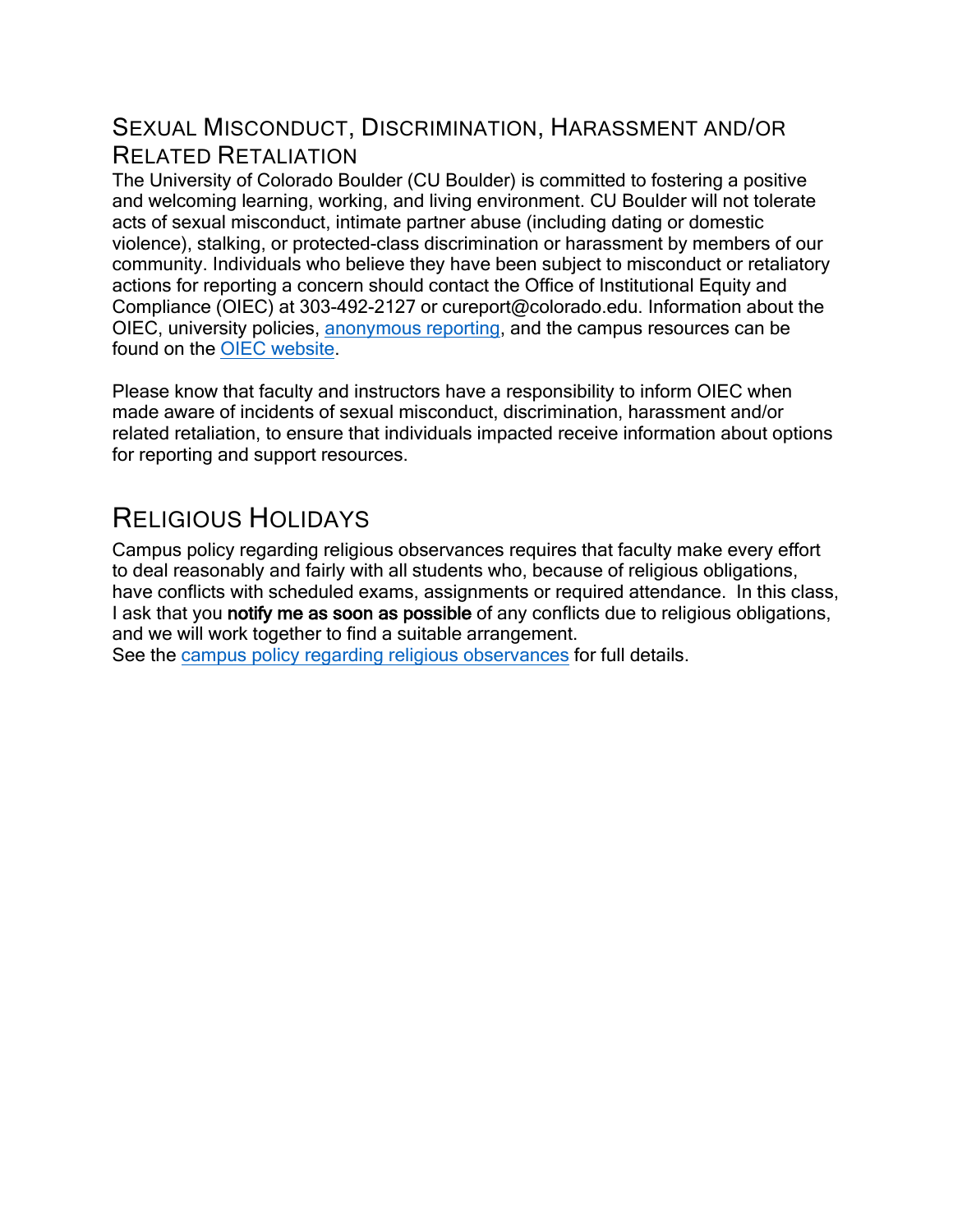## Sexual Misconduct, Discrimination, Harassment and/or Related Retaliation

The University of Colorado Boulder (CU Boulder) is committed to fostering a positive and welcoming learning, working, and living environment. CU Boulder will not tolerate acts of sexual misconduct, intimate partner abuse (including dating or domestic violence), stalking, or protected-class discrimination or harassment by members of our community. Individuals who believe they have been subject to misconduct or retaliatory actions for reporting a concern should contact the Office of Institutional Equity and Compliance (OIEC) at 303-492-2127 or cureport@colorado.edu. Information about the OIEC, university policies, anonymous reporting, and the campus resources can be found on the OIEC website.

Please know that faculty and instructors have a responsibility to inform OIEC when made aware of incidents of sexual misconduct, discrimination, harassment and/or related retaliation, to ensure that individuals impacted receive information about options for reporting and support resources.

## Religious Holidays

Campus policy regarding religious observances requires that faculty make every effort to deal reasonably and fairly with all students who, because of religious obligations, have conflicts with scheduled exams, assignments or required attendance. In this class, I ask that you **notify me as soon as possible** of any conflicts due to religious obligations, and we will work together to find a suitable arrangement.
See the campus policy regarding religious observances for full details.